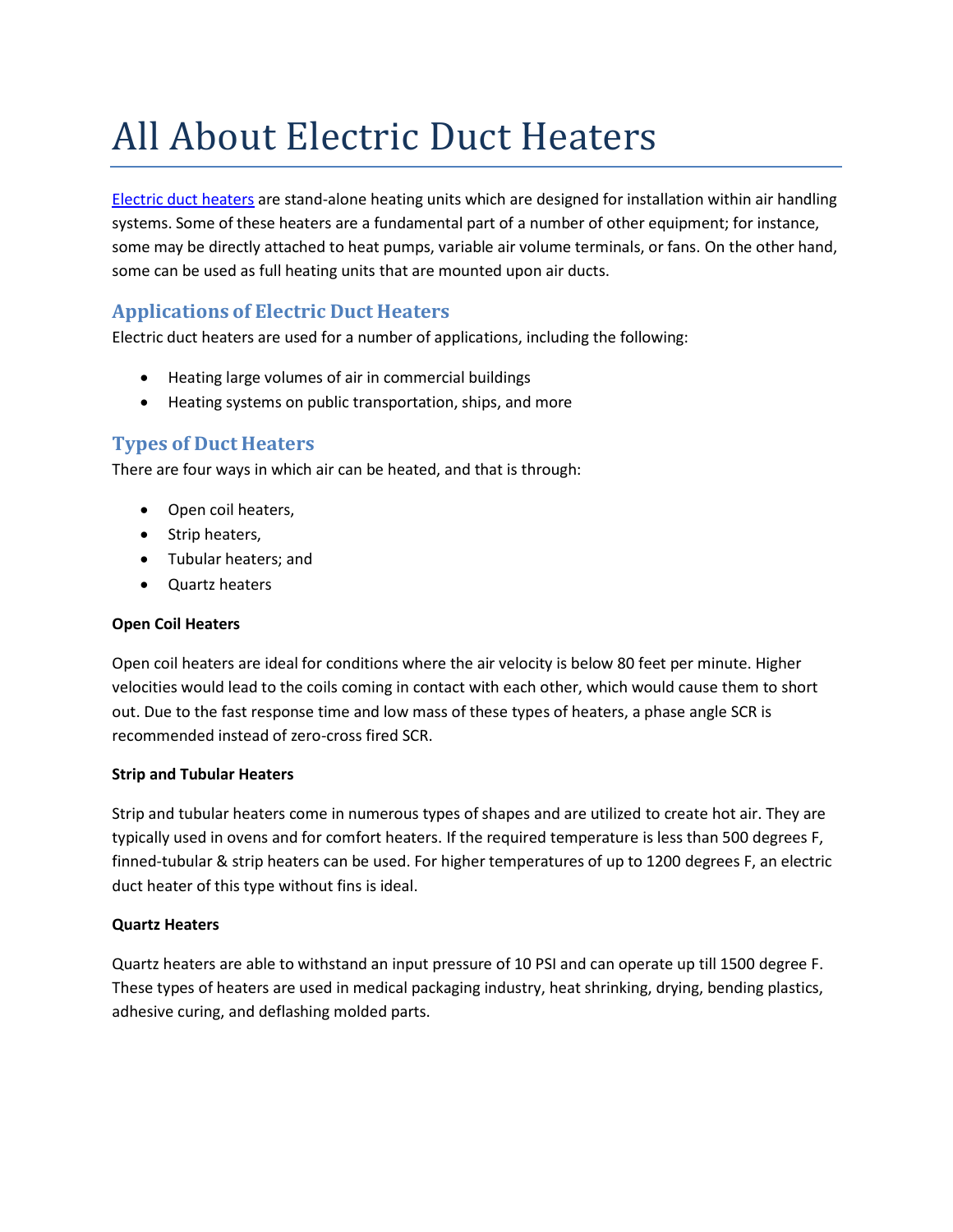# All About Electric Duct Heaters

[Electric duct heaters](Electric duct heaters) are stand-alone heating units which are designed for installation within air handling systems. Some of these heaters are a fundamental part of a number of other equipment; for instance, some may be directly attached to heat pumps, variable air volume terminals, or fans. On the other hand, some can be used as full heating units that are mounted upon air ducts.

## Applications of Electric Duct Heaters

Electric duct heaters are used for a number of applications, including the following:

- Heating large volumes of air in commercial buildings
- Heating systems on public transportation, ships, and more

## Types of Duct Heaters

There are four ways in which air can be heated, and that is through:

- Open coil heaters,
- Strip heaters,
- Tubular heaters; and
- Quartz heaters

**Open Coil Heaters**

Open coil heaters are ideal for conditions where the air velocity is below 80 feet per minute. Higher velocities would lead to the coils coming in contact with each other, which would cause them to short out. Due to the fast response time and low mass of these types of heaters, a phase angle SCR is recommended instead of zero-cross fired SCR.

**Strip and Tubular Heaters**

Strip and tubular heaters come in numerous types of shapes and are utilized to create hot air. They are typically used in ovens and for comfort heaters. If the required temperature is less than 500 degrees F, finned-tubular & strip heaters can be used. For higher temperatures of up to 1200 degrees F, an electric duct heater of this type without fins is ideal.

**Quartz Heaters**

Quartz heaters are able to withstand an input pressure of 10 PSI and can operate up till 1500 degree F. These types of heaters are used in medical packaging industry, heat shrinking, drying, bending plastics, adhesive curing, and deflashing molded parts.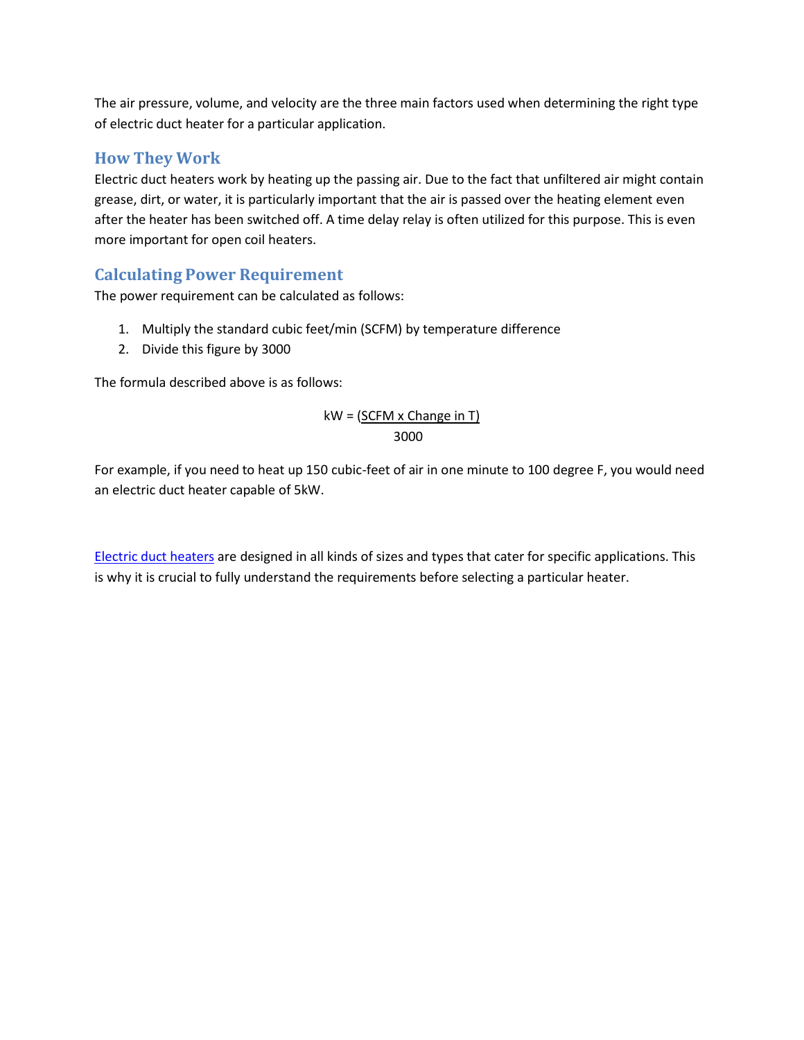The air pressure, volume, and velocity are the three main factors used when determining the right type of electric duct heater for a particular application.

## How They Work

Electric duct heaters work by heating up the passing air. Due to the fact that unfiltered air might contain grease, dirt, or water, it is particularly important that the air is passed over the heating element even after the heater has been switched off. A time delay relay is often utilized for this purpose. This is even more important for open coil heaters.

## Calculating Power Requirement

The power requirement can be calculated as follows:

1. Multiply the standard cubic feet/min (SCFM) by temperature difference
2. Divide this figure by 3000

The formula described above is as follows:

$$kW = \frac{(SCFM \times \text{Change in } T)}{3000}$$

For example, if you need to heat up 150 cubic-feet of air in one minute to 100 degree F, you would need an electric duct heater capable of 5kW.

Electric duct heaters are designed in all kinds of sizes and types that cater for specific applications. This is why it is crucial to fully understand the requirements before selecting a particular heater.